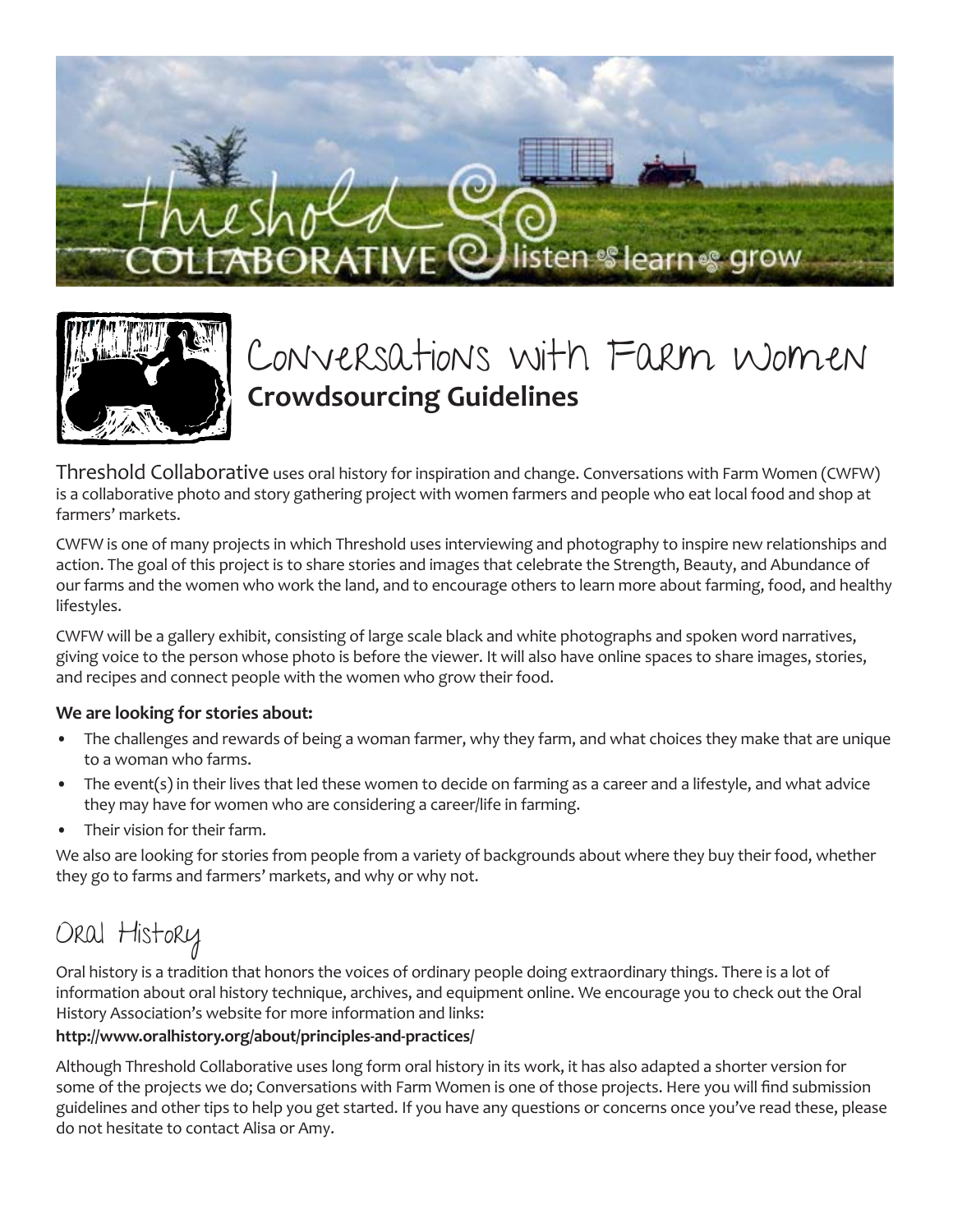threshold COLLABORATIVE listen learn grow

# Conversations with Farm Women

## Crowdsourcing Guidelines

Threshold Collaborative uses oral history for inspiration and change. Conversations with Farm Women (CWFW) is a collaborative photo and story gathering project with women farmers and people who eat local food and shop at farmers' markets.

CWFW is one of many projects in which Threshold uses interviewing and photography to inspire new relationships and action. The goal of this project is to share stories and images that celebrate the Strength, Beauty, and Abundance of our farms and the women who work the land, and to encourage others to learn more about farming, food, and healthy lifestyles.

CWFW will be a gallery exhibit, consisting of large scale black and white photographs and spoken word narratives, giving voice to the person whose photo is before the viewer. It will also have online spaces to share images, stories, and recipes and connect people with the women who grow their food.

**We are looking for stories about:**

- The challenges and rewards of being a woman farmer, why they farm, and what choices they make that are unique to a woman who farms.
- The event(s) in their lives that led these women to decide on farming as a career and a lifestyle, and what advice they may have for women who are considering a career/life in farming.
- Their vision for their farm.

We also are looking for stories from people from a variety of backgrounds about where they buy their food, whether they go to farms and farmers' markets, and why or why not.

## Oral History

Oral history is a tradition that honors the voices of ordinary people doing extraordinary things. There is a lot of information about oral history technique, archives, and equipment online. We encourage you to check out the Oral History Association's website for more information and links:

**http://www.oralhistory.org/about/principles-and-practices/**

Although Threshold Collaborative uses long form oral history in its work, it has also adapted a shorter version for some of the projects we do; Conversations with Farm Women is one of those projects. Here you will find submission guidelines and other tips to help you get started. If you have any questions or concerns once you've read these, please do not hesitate to contact Alisa or Amy.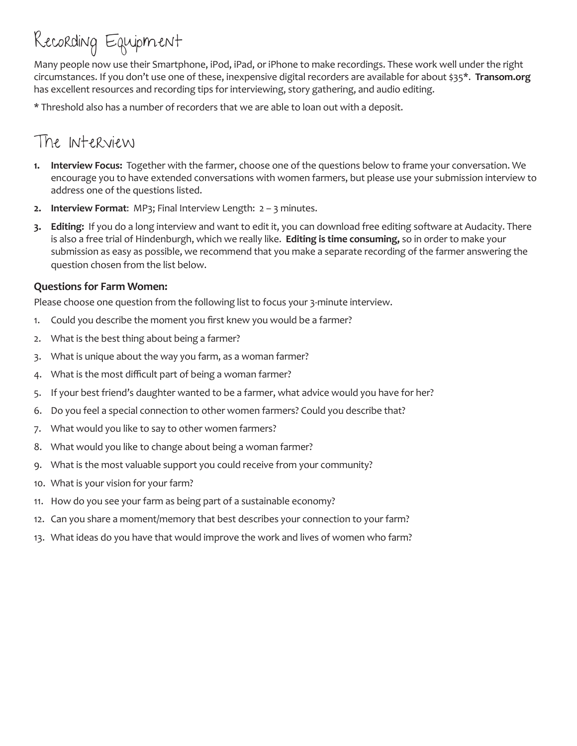# Recording Equipment

Many people now use their Smartphone, iPod, iPad, or iPhone to make recordings. These work well under the right circumstances. If you don't use one of these, inexpensive digital recorders are available for about $35*. **Transom.org** has excellent resources and recording tips for interviewing, story gathering, and audio editing.

* Threshold also has a number of recorders that we are able to loan out with a deposit.

# The Interview

1. **Interview Focus:** Together with the farmer, choose one of the questions below to frame your conversation. We encourage you to have extended conversations with women farmers, but please use your submission interview to address one of the questions listed.
2. **Interview Format**: MP3; Final Interview Length: 2 – 3 minutes.
3. **Editing:** If you do a long interview and want to edit it, you can download free editing software at Audacity. There is also a free trial of Hindenburgh, which we really like. **Editing is time consuming,** so in order to make your submission as easy as possible, we recommend that you make a separate recording of the farmer answering the question chosen from the list below.

### Questions for Farm Women:

Please choose one question from the following list to focus your 3-minute interview.

1. Could you describe the moment you first knew you would be a farmer?
2. What is the best thing about being a farmer?
3. What is unique about the way you farm, as a woman farmer?
4. What is the most difficult part of being a woman farmer?
5. If your best friend's daughter wanted to be a farmer, what advice would you have for her?
6. Do you feel a special connection to other women farmers? Could you describe that?
7. What would you like to say to other women farmers?
8. What would you like to change about being a woman farmer?
9. What is the most valuable support you could receive from your community?
10. What is your vision for your farm?
11. How do you see your farm as being part of a sustainable economy?
12. Can you share a moment/memory that best describes your connection to your farm?
13. What ideas do you have that would improve the work and lives of women who farm?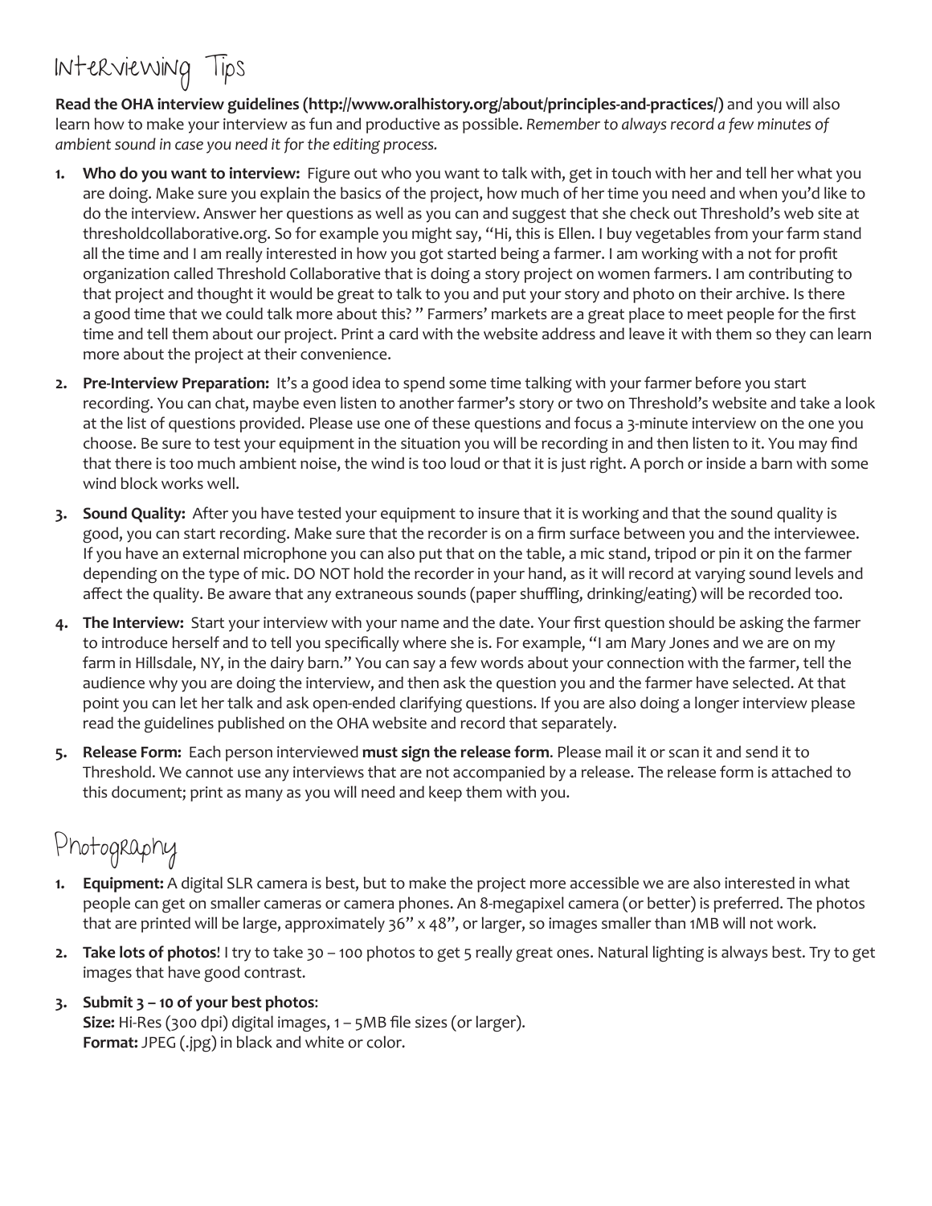# Interviewing Tips

**Read the OHA interview guidelines (http://www.oralhistory.org/about/principles-and-practices/)** and you will also learn how to make your interview as fun and productive as possible. *Remember to always record a few minutes of ambient sound in case you need it for the editing process.*

1. **Who do you want to interview:** Figure out who you want to talk with, get in touch with her and tell her what you are doing. Make sure you explain the basics of the project, how much of her time you need and when you'd like to do the interview. Answer her questions as well as you can and suggest that she check out Threshold's web site at thresholdcollaborative.org. So for example you might say, "Hi, this is Ellen. I buy vegetables from your farm stand all the time and I am really interested in how you got started being a farmer. I am working with a not for profit organization called Threshold Collaborative that is doing a story project on women farmers. I am contributing to that project and thought it would be great to talk to you and put your story and photo on their archive. Is there a good time that we could talk more about this? " Farmers' markets are a great place to meet people for the first time and tell them about our project. Print a card with the website address and leave it with them so they can learn more about the project at their convenience.
2. **Pre-Interview Preparation:** It's a good idea to spend some time talking with your farmer before you start recording. You can chat, maybe even listen to another farmer's story or two on Threshold's website and take a look at the list of questions provided. Please use one of these questions and focus a 3-minute interview on the one you choose. Be sure to test your equipment in the situation you will be recording in and then listen to it. You may find that there is too much ambient noise, the wind is too loud or that it is just right. A porch or inside a barn with some wind block works well.
3. **Sound Quality:** After you have tested your equipment to insure that it is working and that the sound quality is good, you can start recording. Make sure that the recorder is on a firm surface between you and the interviewee. If you have an external microphone you can also put that on the table, a mic stand, tripod or pin it on the farmer depending on the type of mic. DO NOT hold the recorder in your hand, as it will record at varying sound levels and affect the quality. Be aware that any extraneous sounds (paper shuffling, drinking/eating) will be recorded too.
4. **The Interview:** Start your interview with your name and the date. Your first question should be asking the farmer to introduce herself and to tell you specifically where she is. For example, "I am Mary Jones and we are on my farm in Hillsdale, NY, in the dairy barn." You can say a few words about your connection with the farmer, tell the audience why you are doing the interview, and then ask the question you and the farmer have selected. At that point you can let her talk and ask open-ended clarifying questions. If you are also doing a longer interview please read the guidelines published on the OHA website and record that separately.
5. **Release Form:** Each person interviewed **must sign the release form**. Please mail it or scan it and send it to Threshold. We cannot use any interviews that are not accompanied by a release. The release form is attached to this document; print as many as you will need and keep them with you.

# Photography

1. **Equipment:** A digital SLR camera is best, but to make the project more accessible we are also interested in what people can get on smaller cameras or camera phones. An 8-megapixel camera (or better) is preferred. The photos that are printed will be large, approximately 36" x 48", or larger, so images smaller than 1MB will not work.
2. **Take lots of photos**! I try to take 30 – 100 photos to get 5 really great ones. Natural lighting is always best. Try to get images that have good contrast.
3. **Submit 3 – 10 of your best photos**:
   **Size:** Hi-Res (300 dpi) digital images, 1 – 5MB file sizes (or larger).
   **Format:** JPEG (.jpg) in black and white or color.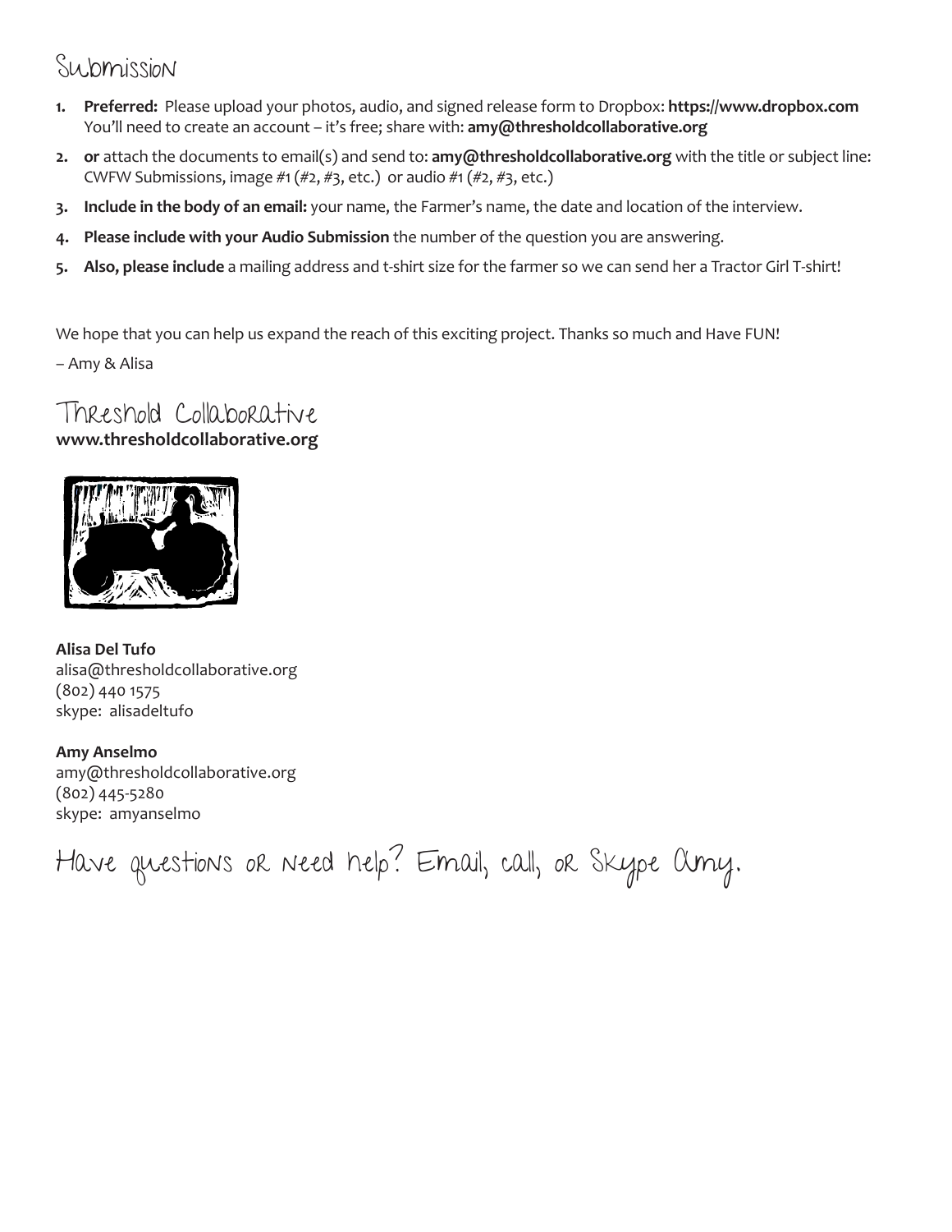## Submission

1. **Preferred:** Please upload your photos, audio, and signed release form to Dropbox: **https://www.dropbox.com** You'll need to create an account – it's free; share with: **amy@thresholdcollaborative.org**
2. **or** attach the documents to email(s) and send to: **amy@thresholdcollaborative.org** with the title or subject line: CWFW Submissions, image #1 (#2, #3, etc.) or audio #1 (#2, #3, etc.)
3. **Include in the body of an email:** your name, the Farmer's name, the date and location of the interview.
4. **Please include with your Audio Submission** the number of the question you are answering.
5. **Also, please include** a mailing address and t-shirt size for the farmer so we can send her a Tractor Girl T-shirt!

We hope that you can help us expand the reach of this exciting project. Thanks so much and Have FUN!

– Amy & Alisa

## Threshold Collaborative

**www.thresholdcollaborative.org**

**Alisa Del Tufo**
alisa@thresholdcollaborative.org
(802) 440 1575
skype: alisadeltufo

**Amy Anselmo**
amy@thresholdcollaborative.org
(802) 445-5280
skype: amyanselmo

Have questions or need help? Email, call, or Skype Amy.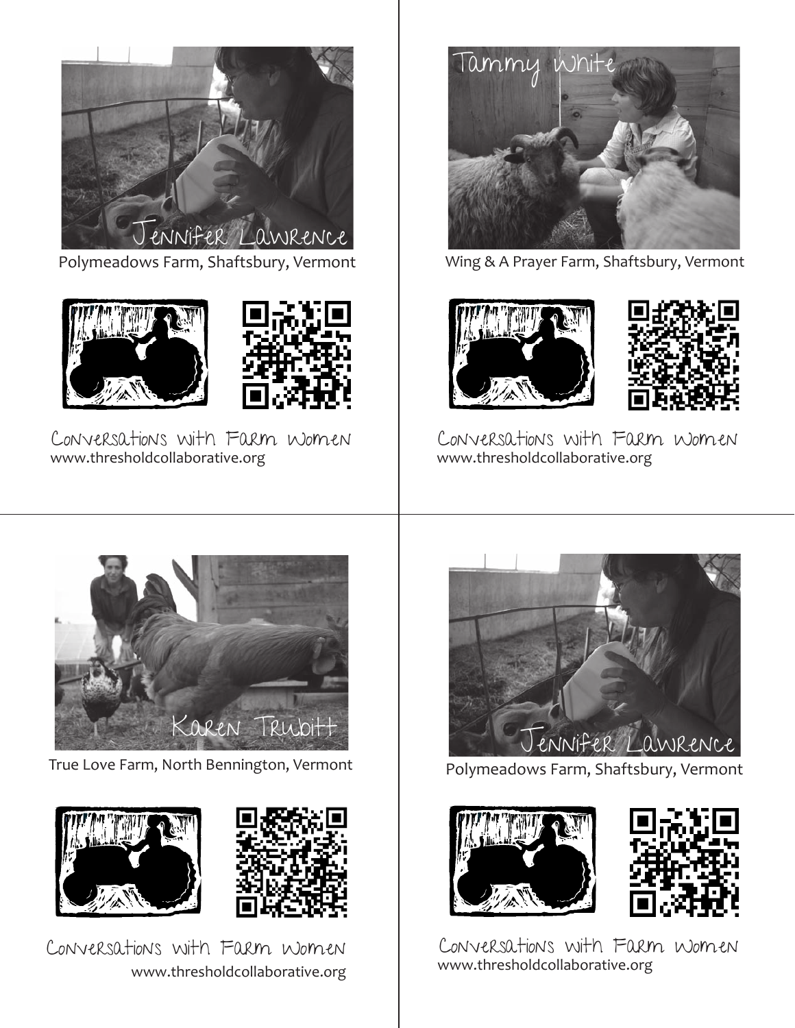Jennifer Lawrence

Polymeadows Farm, Shaftsbury, Vermont

Conversations with Farm Women
www.thresholdcollaborative.org

Tammy White

Wing & A Prayer Farm, Shaftsbury, Vermont

Conversations with Farm Women
www.thresholdcollaborative.org

Karen Trubitt

True Love Farm, North Bennington, Vermont

Conversations with Farm Women
www.thresholdcollaborative.org

Jennifer Lawrence

Polymeadows Farm, Shaftsbury, Vermont

Conversations with Farm Women
www.thresholdcollaborative.org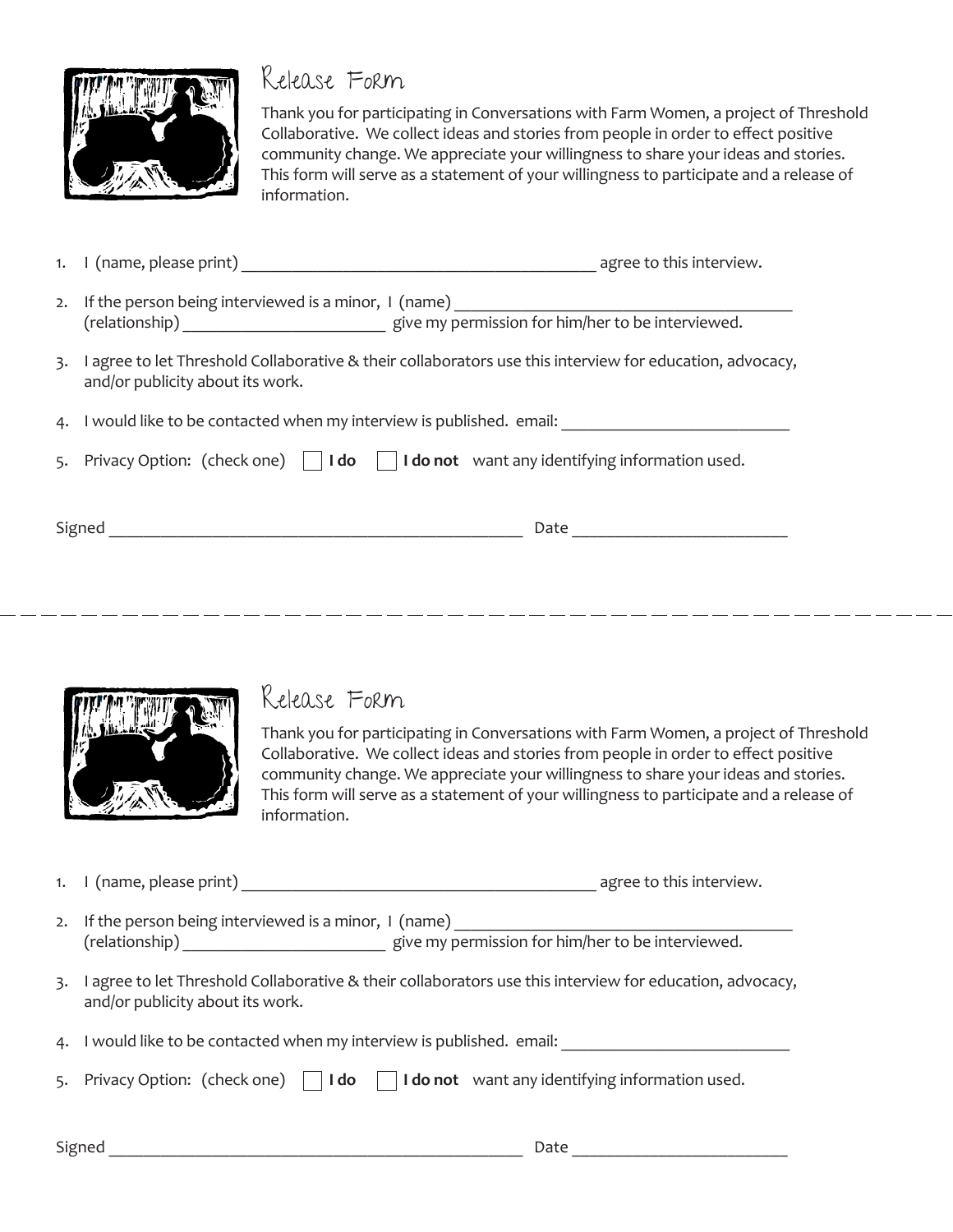# Release Form

Thank you for participating in Conversations with Farm Women, a project of Threshold Collaborative. We collect ideas and stories from people in order to effect positive community change. We appreciate your willingness to share your ideas and stories. This form will serve as a statement of your willingness to participate and a release of information.

1. I (name, please print) ___________________________________________ agree to this interview.
2. If the person being interviewed is a minor, I (name) __________________________________________ (relationship) _________________________ give my permission for him/her to be interviewed.
3. I agree to let Threshold Collaborative & their collaborators use this interview for education, advocacy, and/or publicity about its work.
4. I would like to be contacted when my interview is published. email: ___________________________
5. Privacy Option: (check one) ☐ **I do** ☐ **I do not** want any identifying information used.

Signed ___________________________________________________ Date __________________________

---

# Release Form

Thank you for participating in Conversations with Farm Women, a project of Threshold Collaborative. We collect ideas and stories from people in order to effect positive community change. We appreciate your willingness to share your ideas and stories. This form will serve as a statement of your willingness to participate and a release of information.

1. I (name, please print) ___________________________________________ agree to this interview.
2. If the person being interviewed is a minor, I (name) __________________________________________ (relationship) _________________________ give my permission for him/her to be interviewed.
3. I agree to let Threshold Collaborative & their collaborators use this interview for education, advocacy, and/or publicity about its work.
4. I would like to be contacted when my interview is published. email: ___________________________
5. Privacy Option: (check one) ☐ **I do** ☐ **I do not** want any identifying information used.

Signed ___________________________________________________ Date __________________________